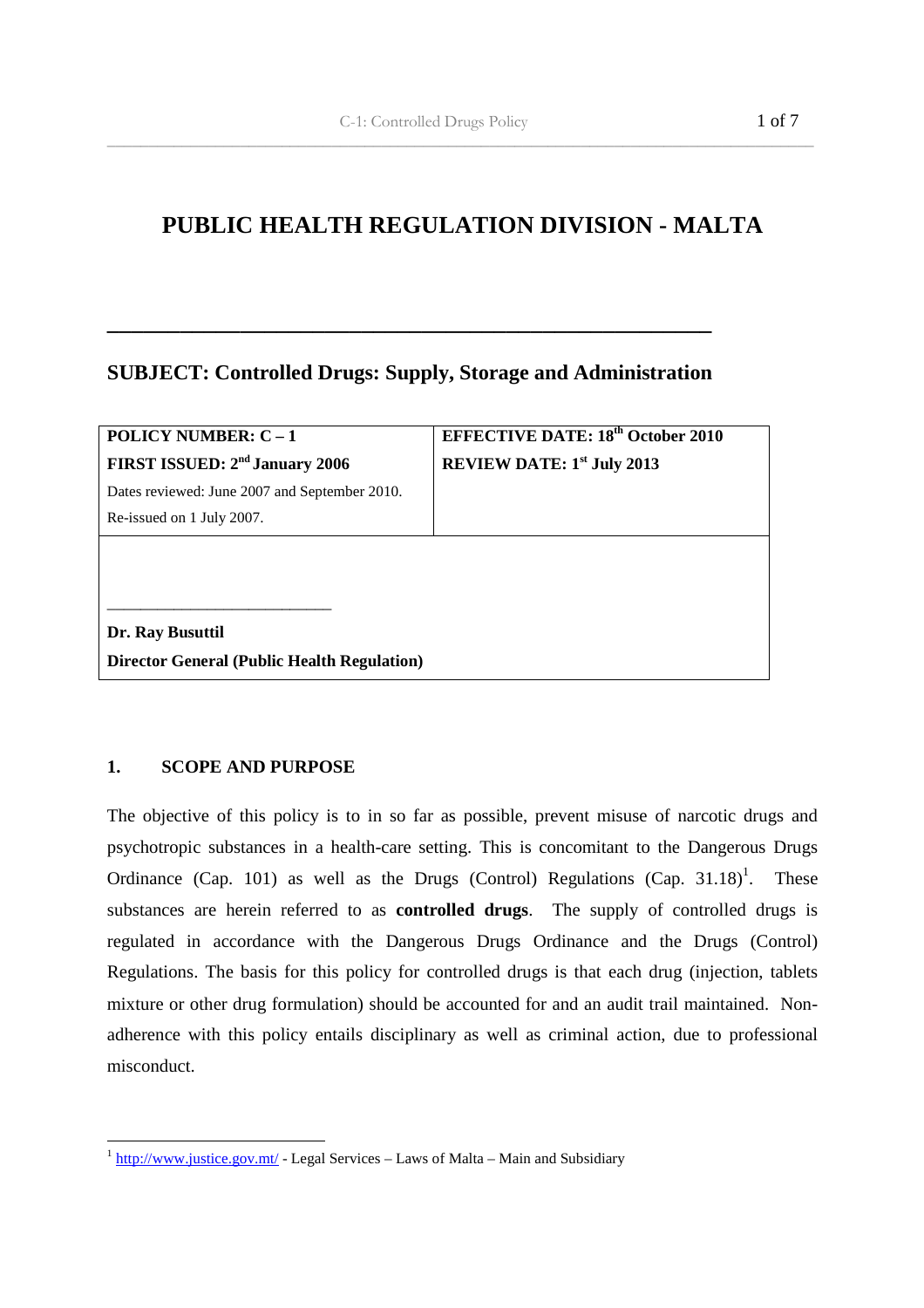# PUBLIC HEALTH REGULATION DIVISION - MALTA

## SUBJECT: Controlled Drugs: Supply, Storage and Administration

| **POLICY NUMBER: C – 1**<br>**FIRST ISSUED: 2nd January 2006**<br>Dates reviewed: June 2007 and September 2010.<br>Re-issued on 1 July 2007. | **EFFECTIVE DATE: 18th October 2010**<br>**REVIEW DATE: 1st July 2013** |
|---|---|
| ____________________________<br>**Dr. Ray Busuttil**<br>**Director General (Public Health Regulation)** | |

### 1. SCOPE AND PURPOSE

The objective of this policy is to in so far as possible, prevent misuse of narcotic drugs and psychotropic substances in a health-care setting. This is concomitant to the Dangerous Drugs Ordinance (Cap. 101) as well as the Drugs (Control) Regulations (Cap. 31.18)[1]. These substances are herein referred to as **controlled drugs**. The supply of controlled drugs is regulated in accordance with the Dangerous Drugs Ordinance and the Drugs (Control) Regulations. The basis for this policy for controlled drugs is that each drug (injection, tablets mixture or other drug formulation) should be accounted for and an audit trail maintained. Non-adherence with this policy entails disciplinary as well as criminal action, due to professional misconduct.

[1] http://www.justice.gov.mt/ - Legal Services – Laws of Malta – Main and Subsidiary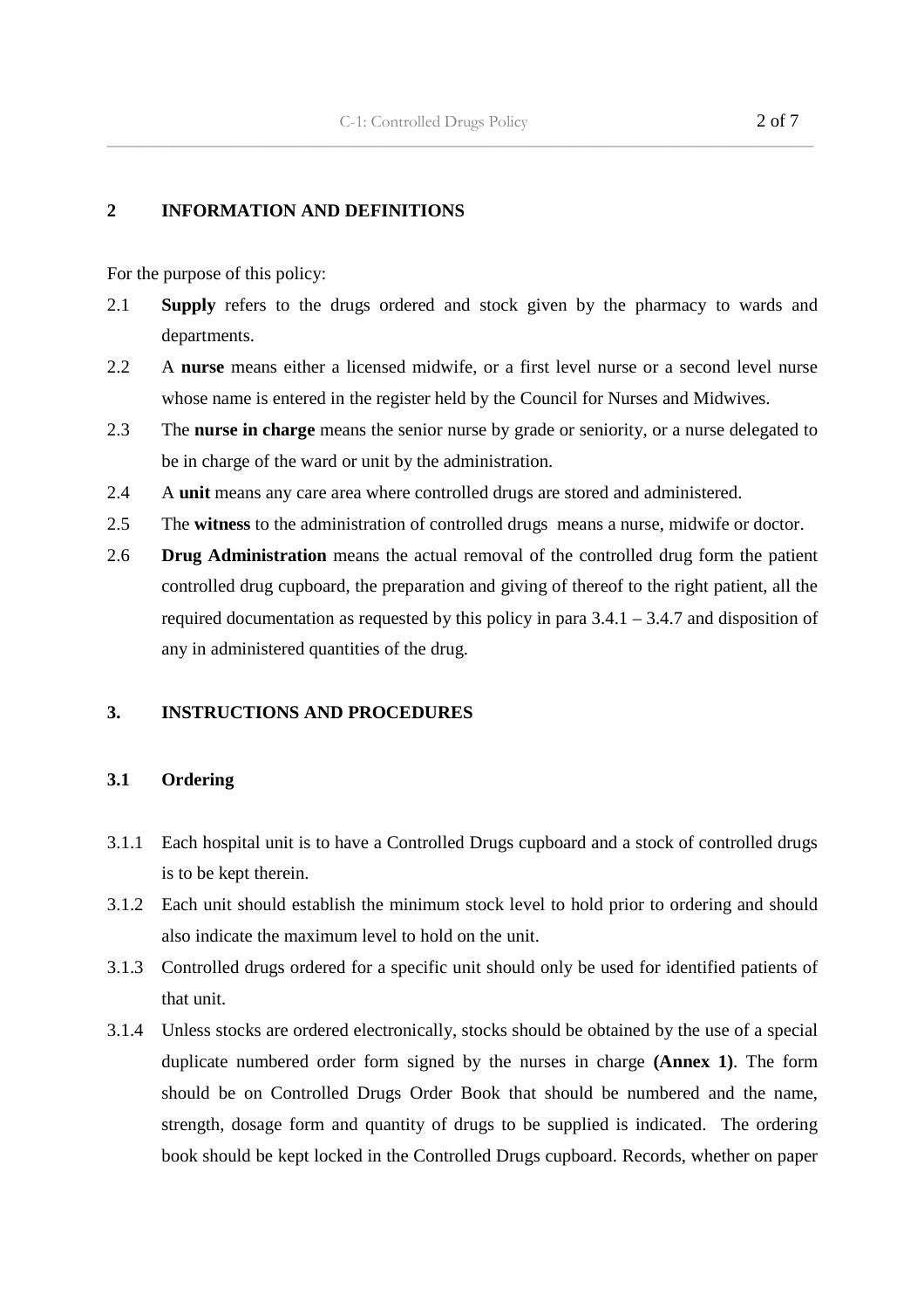## 2 INFORMATION AND DEFINITIONS

For the purpose of this policy:

2.1 **Supply** refers to the drugs ordered and stock given by the pharmacy to wards and departments.

2.2 A **nurse** means either a licensed midwife, or a first level nurse or a second level nurse whose name is entered in the register held by the Council for Nurses and Midwives.

2.3 The **nurse in charge** means the senior nurse by grade or seniority, or a nurse delegated to be in charge of the ward or unit by the administration.

2.4 A **unit** means any care area where controlled drugs are stored and administered.

2.5 The **witness** to the administration of controlled drugs means a nurse, midwife or doctor.

2.6 **Drug Administration** means the actual removal of the controlled drug form the patient controlled drug cupboard, the preparation and giving of thereof to the right patient, all the required documentation as requested by this policy in para 3.4.1 – 3.4.7 and disposition of any in administered quantities of the drug.

## 3. INSTRUCTIONS AND PROCEDURES

### 3.1 Ordering

3.1.1 Each hospital unit is to have a Controlled Drugs cupboard and a stock of controlled drugs is to be kept therein.

3.1.2 Each unit should establish the minimum stock level to hold prior to ordering and should also indicate the maximum level to hold on the unit.

3.1.3 Controlled drugs ordered for a specific unit should only be used for identified patients of that unit.

3.1.4 Unless stocks are ordered electronically, stocks should be obtained by the use of a special duplicate numbered order form signed by the nurses in charge **(Annex 1)**. The form should be on Controlled Drugs Order Book that should be numbered and the name, strength, dosage form and quantity of drugs to be supplied is indicated. The ordering book should be kept locked in the Controlled Drugs cupboard. Records, whether on paper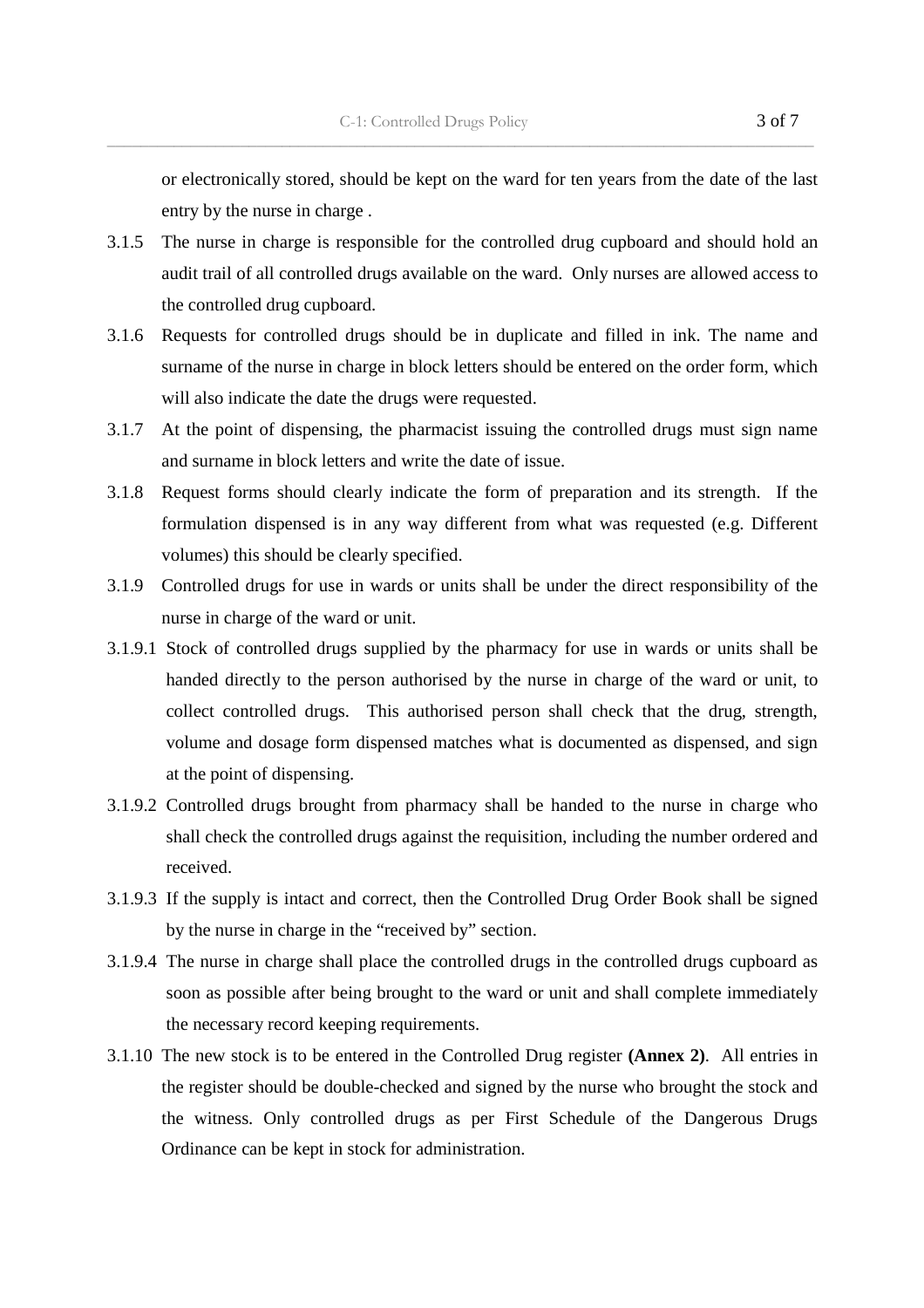or electronically stored, should be kept on the ward for ten years from the date of the last entry by the nurse in charge .

3.1.5 The nurse in charge is responsible for the controlled drug cupboard and should hold an audit trail of all controlled drugs available on the ward. Only nurses are allowed access to the controlled drug cupboard.

3.1.6 Requests for controlled drugs should be in duplicate and filled in ink. The name and surname of the nurse in charge in block letters should be entered on the order form, which will also indicate the date the drugs were requested.

3.1.7 At the point of dispensing, the pharmacist issuing the controlled drugs must sign name and surname in block letters and write the date of issue.

3.1.8 Request forms should clearly indicate the form of preparation and its strength. If the formulation dispensed is in any way different from what was requested (e.g. Different volumes) this should be clearly specified.

3.1.9 Controlled drugs for use in wards or units shall be under the direct responsibility of the nurse in charge of the ward or unit.

3.1.9.1 Stock of controlled drugs supplied by the pharmacy for use in wards or units shall be handed directly to the person authorised by the nurse in charge of the ward or unit, to collect controlled drugs. This authorised person shall check that the drug, strength, volume and dosage form dispensed matches what is documented as dispensed, and sign at the point of dispensing.

3.1.9.2 Controlled drugs brought from pharmacy shall be handed to the nurse in charge who shall check the controlled drugs against the requisition, including the number ordered and received.

3.1.9.3 If the supply is intact and correct, then the Controlled Drug Order Book shall be signed by the nurse in charge in the "received by" section.

3.1.9.4 The nurse in charge shall place the controlled drugs in the controlled drugs cupboard as soon as possible after being brought to the ward or unit and shall complete immediately the necessary record keeping requirements.

3.1.10 The new stock is to be entered in the Controlled Drug register **(Annex 2)**. All entries in the register should be double-checked and signed by the nurse who brought the stock and the witness. Only controlled drugs as per First Schedule of the Dangerous Drugs Ordinance can be kept in stock for administration.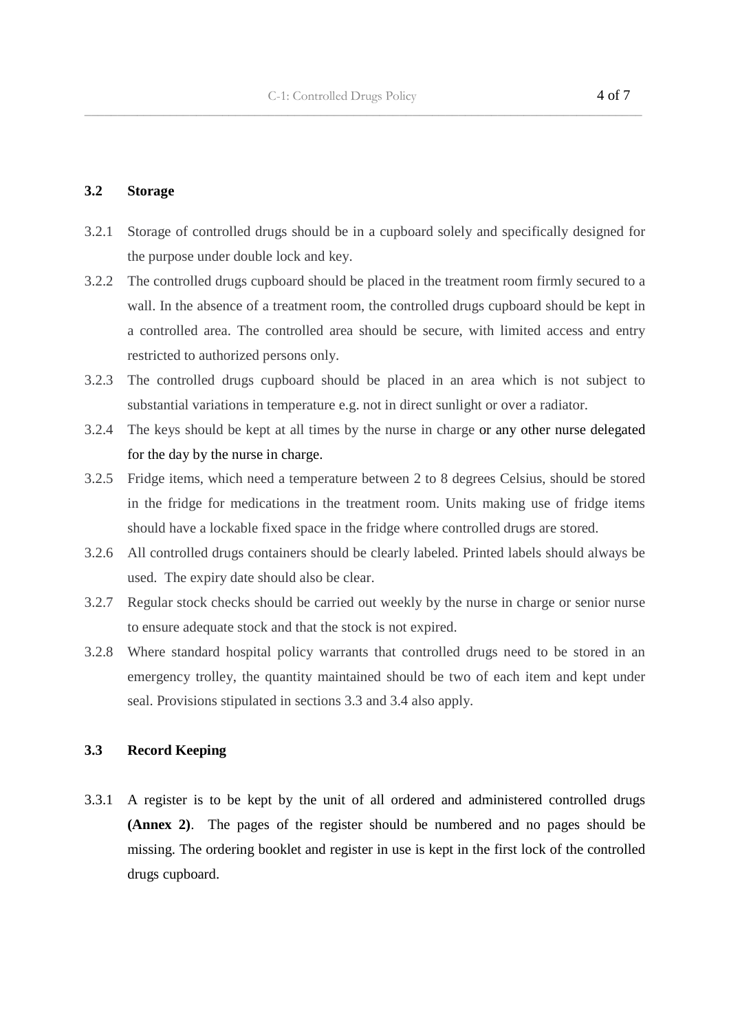### 3.2 Storage

3.2.1 Storage of controlled drugs should be in a cupboard solely and specifically designed for the purpose under double lock and key.

3.2.2 The controlled drugs cupboard should be placed in the treatment room firmly secured to a wall. In the absence of a treatment room, the controlled drugs cupboard should be kept in a controlled area. The controlled area should be secure, with limited access and entry restricted to authorized persons only.

3.2.3 The controlled drugs cupboard should be placed in an area which is not subject to substantial variations in temperature e.g. not in direct sunlight or over a radiator.

3.2.4 The keys should be kept at all times by the nurse in charge or any other nurse delegated for the day by the nurse in charge.

3.2.5 Fridge items, which need a temperature between 2 to 8 degrees Celsius, should be stored in the fridge for medications in the treatment room. Units making use of fridge items should have a lockable fixed space in the fridge where controlled drugs are stored.

3.2.6 All controlled drugs containers should be clearly labeled. Printed labels should always be used. The expiry date should also be clear.

3.2.7 Regular stock checks should be carried out weekly by the nurse in charge or senior nurse to ensure adequate stock and that the stock is not expired.

3.2.8 Where standard hospital policy warrants that controlled drugs need to be stored in an emergency trolley, the quantity maintained should be two of each item and kept under seal. Provisions stipulated in sections 3.3 and 3.4 also apply.

### 3.3 Record Keeping

3.3.1 A register is to be kept by the unit of all ordered and administered controlled drugs **(Annex 2)**. The pages of the register should be numbered and no pages should be missing. The ordering booklet and register in use is kept in the first lock of the controlled drugs cupboard.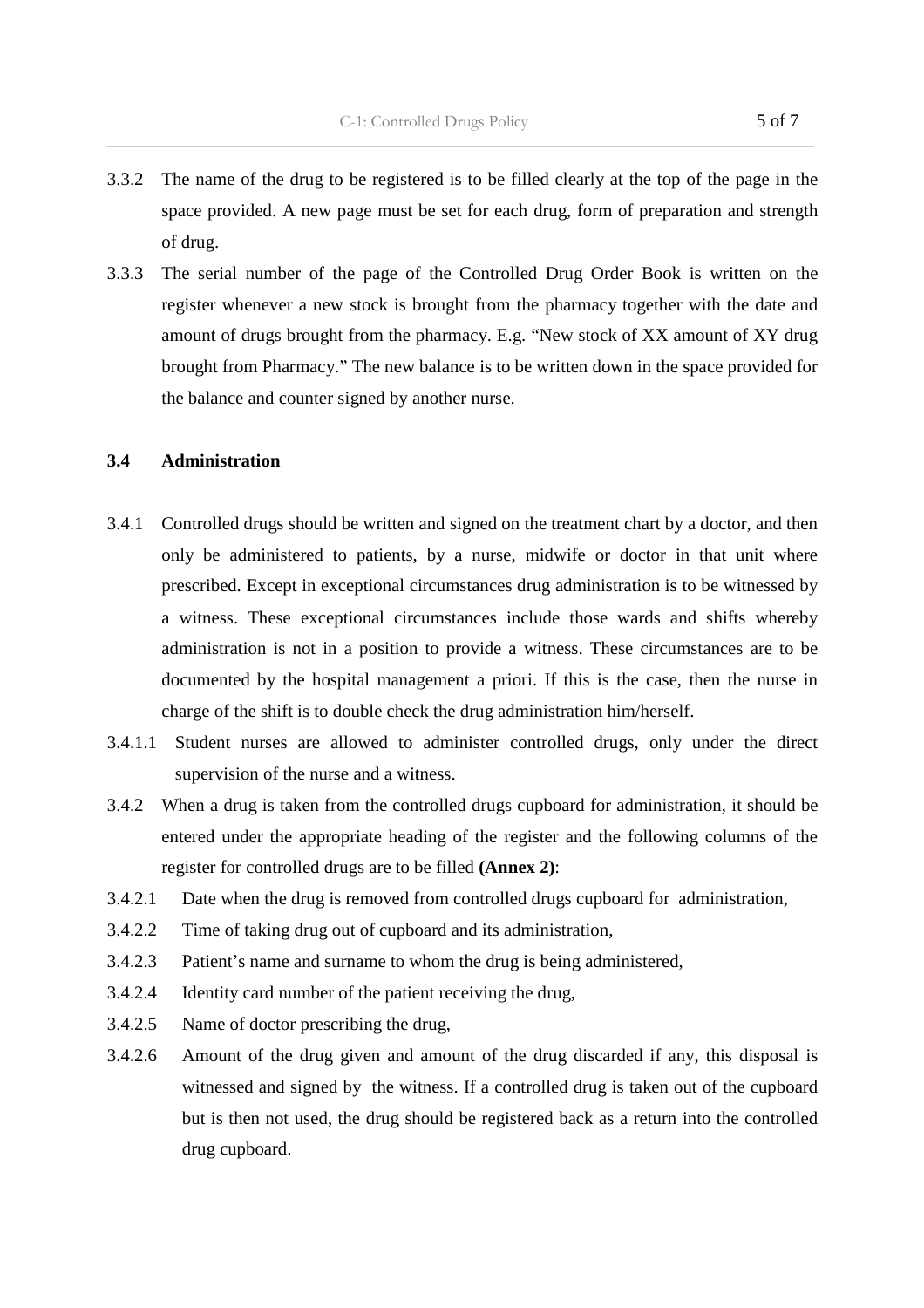3.3.2 The name of the drug to be registered is to be filled clearly at the top of the page in the space provided. A new page must be set for each drug, form of preparation and strength of drug.

3.3.3 The serial number of the page of the Controlled Drug Order Book is written on the register whenever a new stock is brought from the pharmacy together with the date and amount of drugs brought from the pharmacy. E.g. "New stock of XX amount of XY drug brought from Pharmacy." The new balance is to be written down in the space provided for the balance and counter signed by another nurse.

### 3.4 Administration

3.4.1 Controlled drugs should be written and signed on the treatment chart by a doctor, and then only be administered to patients, by a nurse, midwife or doctor in that unit where prescribed. Except in exceptional circumstances drug administration is to be witnessed by a witness. These exceptional circumstances include those wards and shifts whereby administration is not in a position to provide a witness. These circumstances are to be documented by the hospital management a priori. If this is the case, then the nurse in charge of the shift is to double check the drug administration him/herself.

3.4.1.1 Student nurses are allowed to administer controlled drugs, only under the direct supervision of the nurse and a witness.

3.4.2 When a drug is taken from the controlled drugs cupboard for administration, it should be entered under the appropriate heading of the register and the following columns of the register for controlled drugs are to be filled **(Annex 2)**:

3.4.2.1 Date when the drug is removed from controlled drugs cupboard for administration,

3.4.2.2 Time of taking drug out of cupboard and its administration,

3.4.2.3 Patient's name and surname to whom the drug is being administered,

3.4.2.4 Identity card number of the patient receiving the drug,

3.4.2.5 Name of doctor prescribing the drug,

3.4.2.6 Amount of the drug given and amount of the drug discarded if any, this disposal is witnessed and signed by the witness. If a controlled drug is taken out of the cupboard but is then not used, the drug should be registered back as a return into the controlled drug cupboard.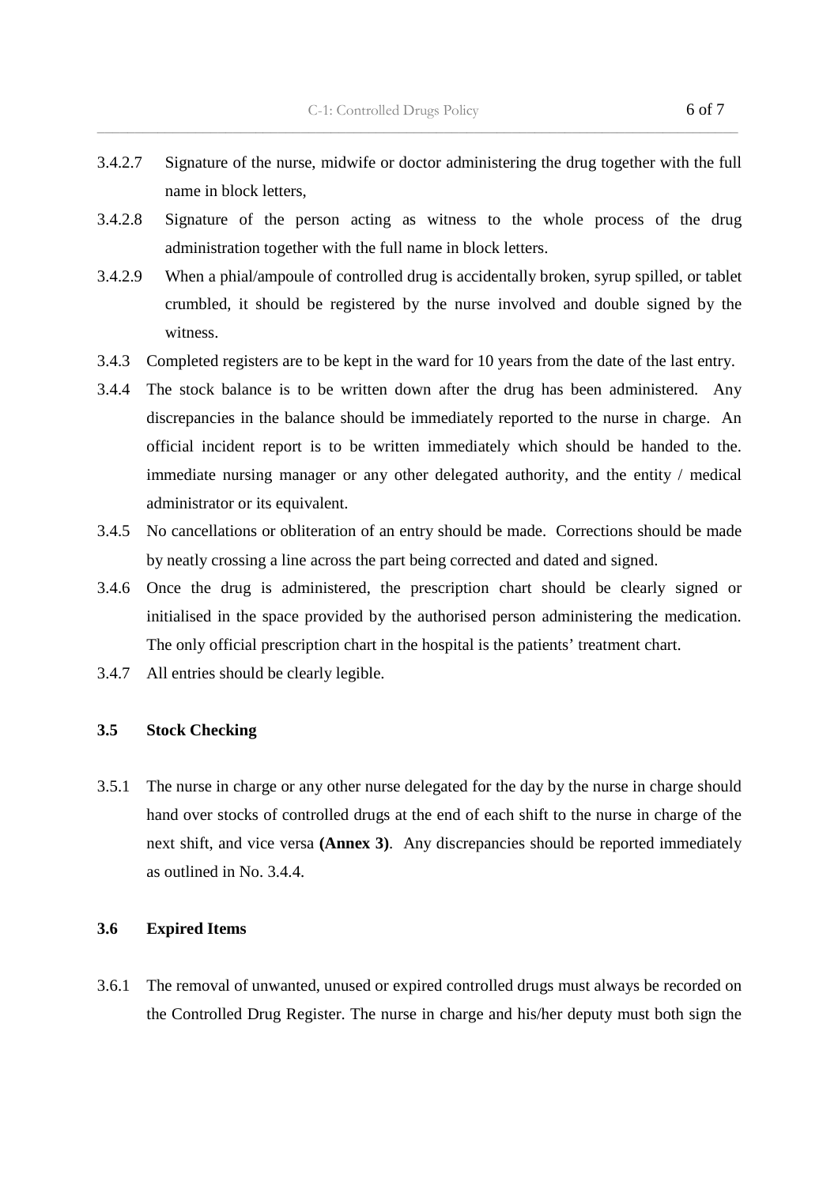3.4.2.7 Signature of the nurse, midwife or doctor administering the drug together with the full name in block letters,

3.4.2.8 Signature of the person acting as witness to the whole process of the drug administration together with the full name in block letters.

3.4.2.9 When a phial/ampoule of controlled drug is accidentally broken, syrup spilled, or tablet crumbled, it should be registered by the nurse involved and double signed by the witness.

3.4.3 Completed registers are to be kept in the ward for 10 years from the date of the last entry.

3.4.4 The stock balance is to be written down after the drug has been administered. Any discrepancies in the balance should be immediately reported to the nurse in charge. An official incident report is to be written immediately which should be handed to the. immediate nursing manager or any other delegated authority, and the entity / medical administrator or its equivalent.

3.4.5 No cancellations or obliteration of an entry should be made. Corrections should be made by neatly crossing a line across the part being corrected and dated and signed.

3.4.6 Once the drug is administered, the prescription chart should be clearly signed or initialised in the space provided by the authorised person administering the medication. The only official prescription chart in the hospital is the patients' treatment chart.

3.4.7 All entries should be clearly legible.

### 3.5 Stock Checking

3.5.1 The nurse in charge or any other nurse delegated for the day by the nurse in charge should hand over stocks of controlled drugs at the end of each shift to the nurse in charge of the next shift, and vice versa **(Annex 3)**. Any discrepancies should be reported immediately as outlined in No. 3.4.4.

### 3.6 Expired Items

3.6.1 The removal of unwanted, unused or expired controlled drugs must always be recorded on the Controlled Drug Register. The nurse in charge and his/her deputy must both sign the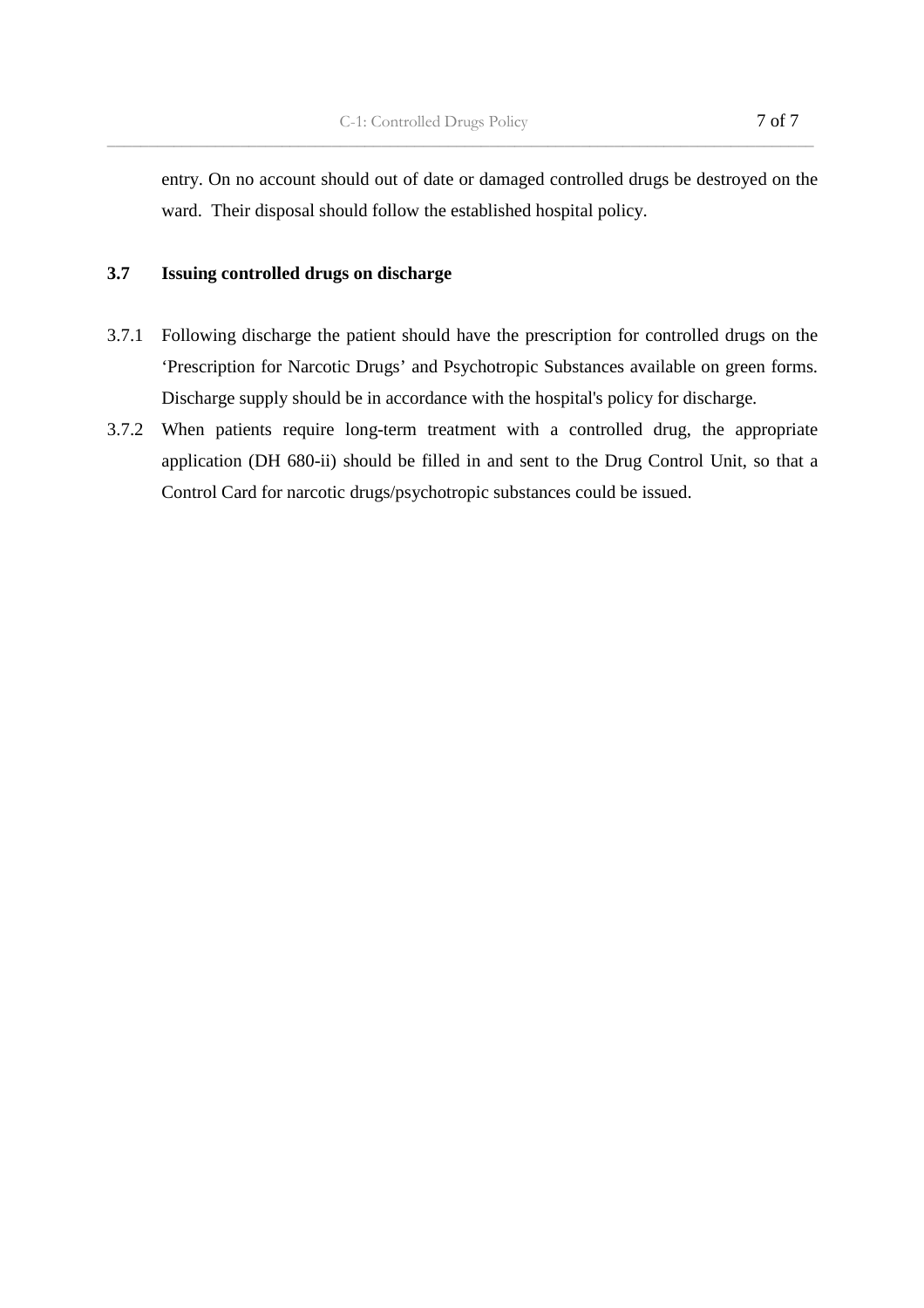entry. On no account should out of date or damaged controlled drugs be destroyed on the ward. Their disposal should follow the established hospital policy.

### 3.7 Issuing controlled drugs on discharge

3.7.1 Following discharge the patient should have the prescription for controlled drugs on the 'Prescription for Narcotic Drugs' and Psychotropic Substances available on green forms. Discharge supply should be in accordance with the hospital's policy for discharge.

3.7.2 When patients require long-term treatment with a controlled drug, the appropriate application (DH 680-ii) should be filled in and sent to the Drug Control Unit, so that a Control Card for narcotic drugs/psychotropic substances could be issued.